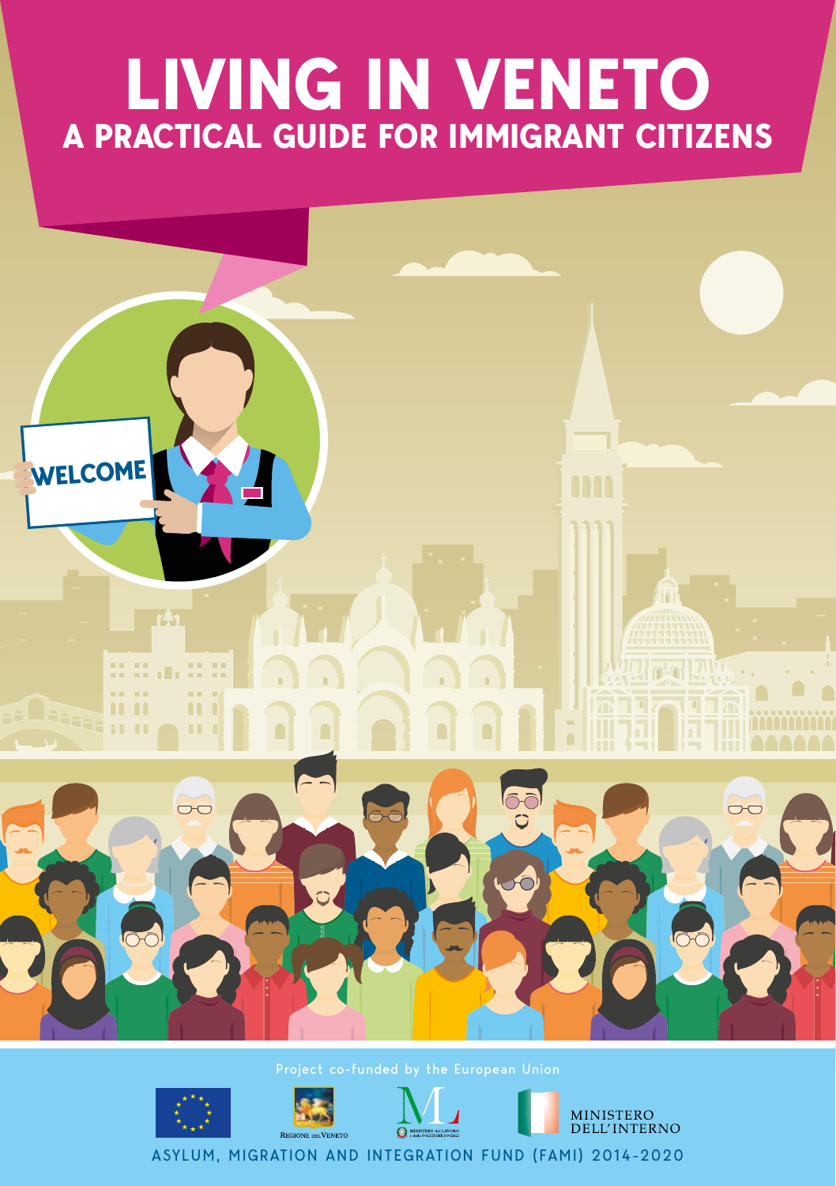# LIVING IN VENETO

## A PRACTICAL GUIDE FOR IMMIGRANT CITIZENS

WELCOME

Project co-funded by the European Union

REGIONE DEL VENETO

MINISTERO DEL LAVORO e delle POLITICHE SOCIALI

MINISTERO DELL'INTERNO

ASYLUM, MIGRATION AND INTEGRATION FUND (FAMI) 2014-2020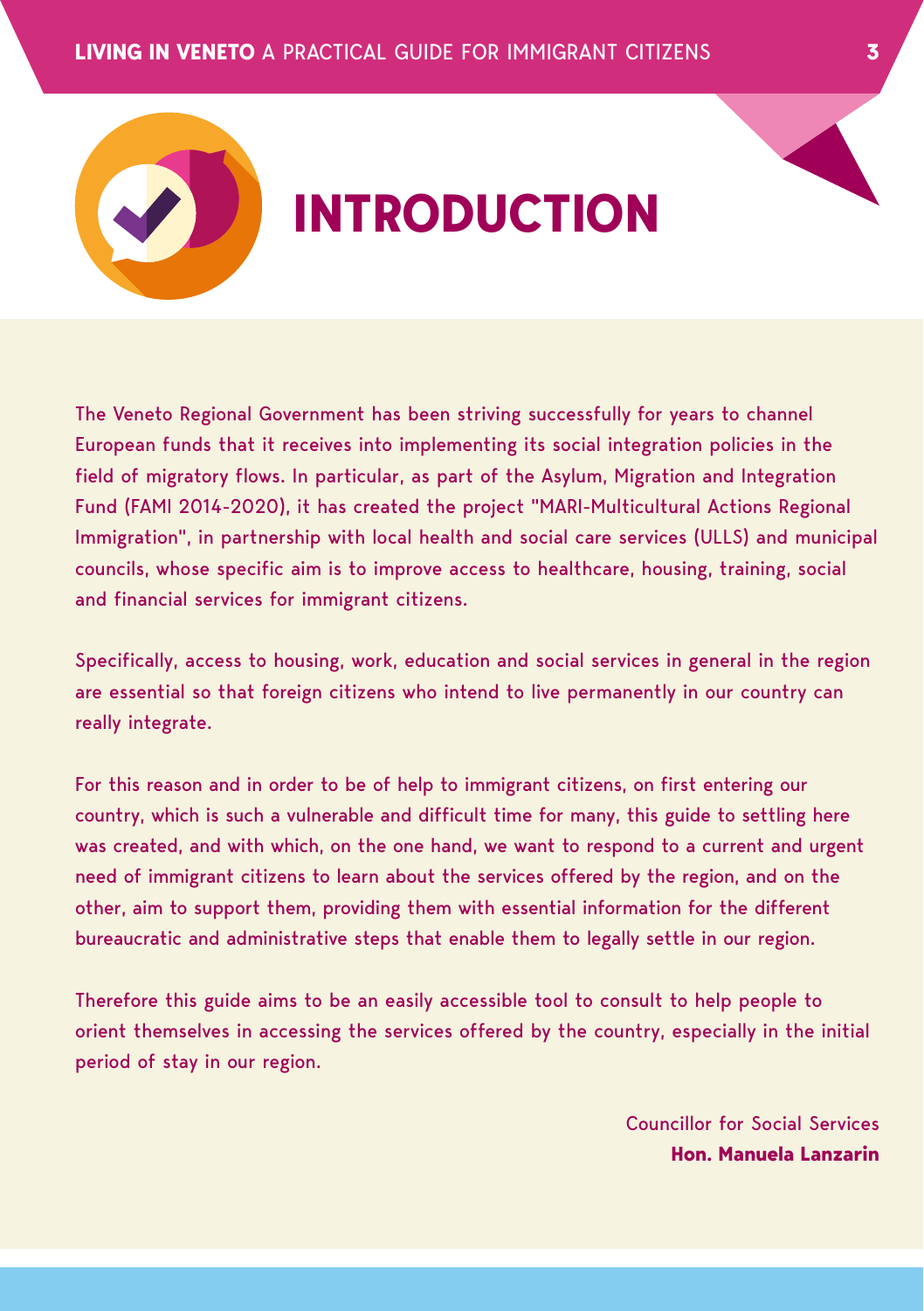# INTRODUCTION

The Veneto Regional Government has been striving successfully for years to channel European funds that it receives into implementing its social integration policies in the field of migratory flows. In particular, as part of the Asylum, Migration and Integration Fund (FAMI 2014-2020), it has created the project "MARI-Multicultural Actions Regional Immigration", in partnership with local health and social care services (ULLS) and municipal councils, whose specific aim is to improve access to healthcare, housing, training, social and financial services for immigrant citizens.

Specifically, access to housing, work, education and social services in general in the region are essential so that foreign citizens who intend to live permanently in our country can really integrate.

For this reason and in order to be of help to immigrant citizens, on first entering our country, which is such a vulnerable and difficult time for many, this guide to settling here was created, and with which, on the one hand, we want to respond to a current and urgent need of immigrant citizens to learn about the services offered by the region, and on the other, aim to support them, providing them with essential information for the different bureaucratic and administrative steps that enable them to legally settle in our region.

Therefore this guide aims to be an easily accessible tool to consult to help people to orient themselves in accessing the services offered by the country, especially in the initial period of stay in our region.

Councillor for Social Services
**Hon. Manuela Lanzarin**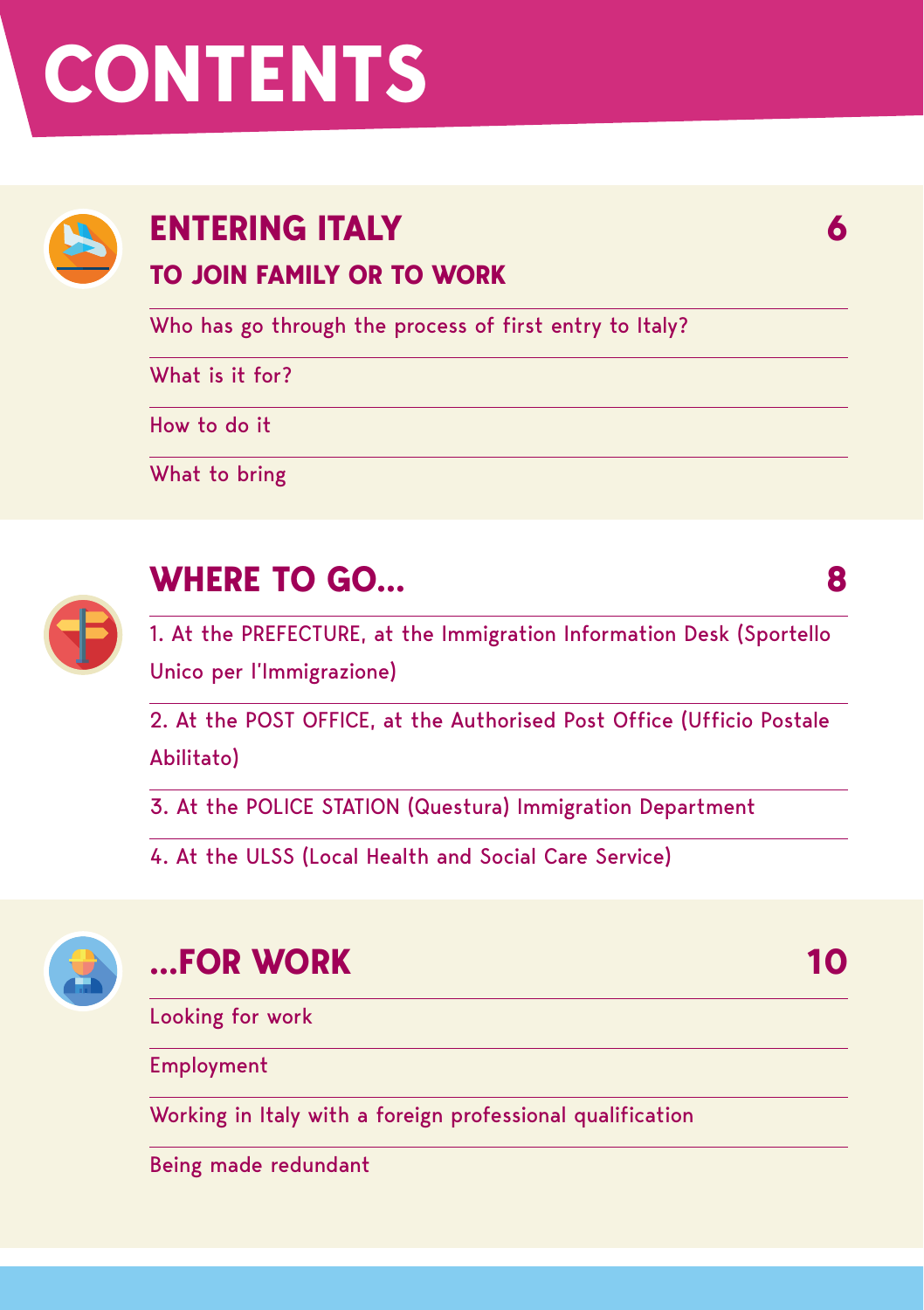# CONTENTS

## ENTERING ITALY 6

### TO JOIN FAMILY OR TO WORK

- Who has go through the process of first entry to Italy?
- What is it for?
- How to do it
- What to bring

## WHERE TO GO... 8

1. At the PREFECTURE, at the Immigration Information Desk (Sportello Unico per l'Immigrazione)
2. At the POST OFFICE, at the Authorised Post Office (Ufficio Postale Abilitato)
3. At the POLICE STATION (Questura) Immigration Department
4. At the ULSS (Local Health and Social Care Service)

## ...FOR WORK 10

- Looking for work
- Employment
- Working in Italy with a foreign professional qualification
- Being made redundant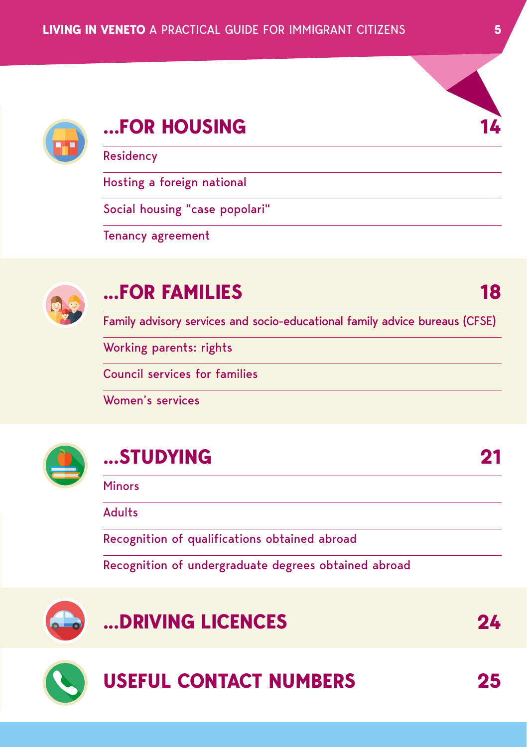## ...FOR HOUSING 14

- Residency
- Hosting a foreign national
- Social housing "case popolari"
- Tenancy agreement

## ...FOR FAMILIES 18

- Family advisory services and socio-educational family advice bureaus (CFSE)
- Working parents: rights
- Council services for families
- Women's services

## ...STUDYING 21

- Minors
- Adults
- Recognition of qualifications obtained abroad
- Recognition of undergraduate degrees obtained abroad

## ...DRIVING LICENCES 24

## USEFUL CONTACT NUMBERS 25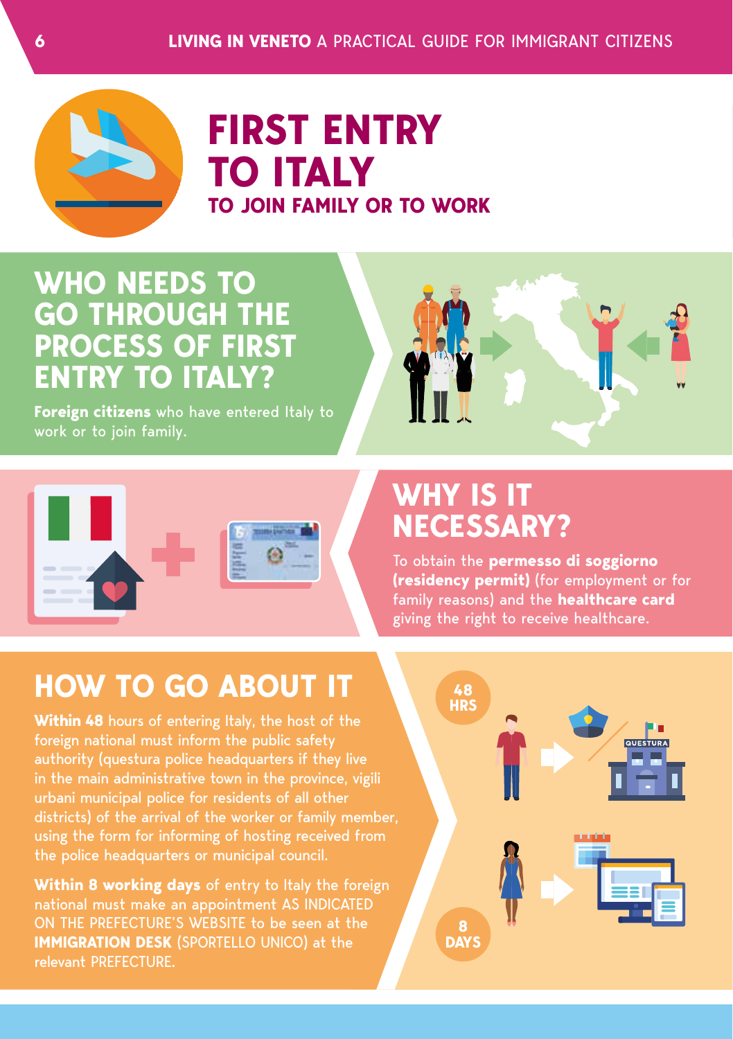# FIRST ENTRY TO ITALY

## TO JOIN FAMILY OR TO WORK

## WHO NEEDS TO GO THROUGH THE PROCESS OF FIRST ENTRY TO ITALY?

**Foreign citizens** who have entered Italy to work or to join family.

## WHY IS IT NECESSARY?

To obtain the **permesso di soggiorno (residency permit)** (for employment or for family reasons) and the **healthcare card** giving the right to receive healthcare.

## HOW TO GO ABOUT IT

**Within 48** hours of entering Italy, the host of the foreign national must inform the public safety authority (questura police headquarters if they live in the main administrative town in the province, vigili urbani municipal police for residents of all other districts) of the arrival of the worker or family member, using the form for informing of hosting received from the police headquarters or municipal council.

**Within 8 working days** of entry to Italy the foreign national must make an appointment AS INDICATED ON THE PREFECTURE'S WEBSITE to be seen at the **IMMIGRATION DESK** (SPORTELLO UNICO) at the relevant PREFECTURE.

48 HRS

8 DAYS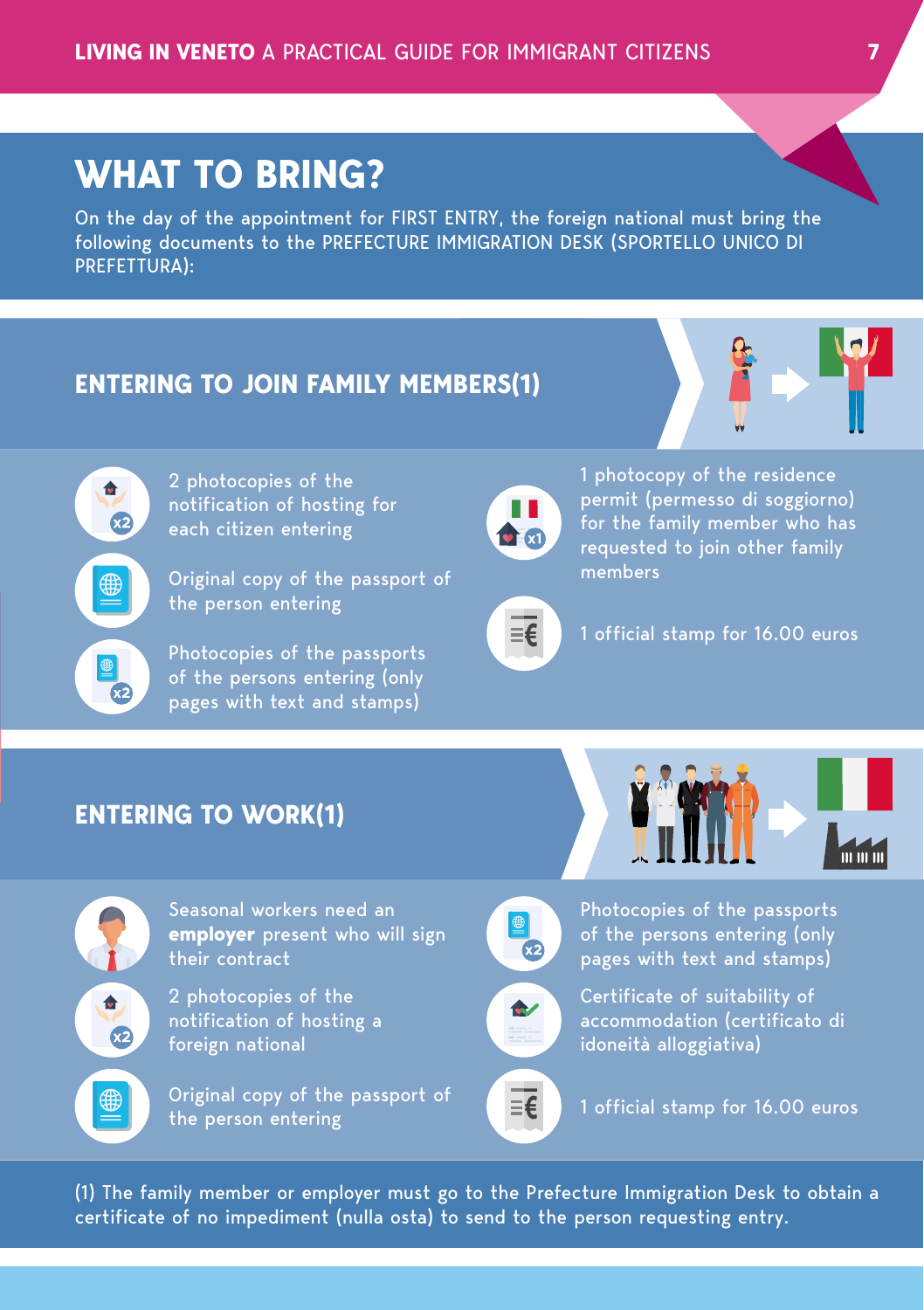# WHAT TO BRING?

On the day of the appointment for FIRST ENTRY, the foreign national must bring the following documents to the PREFECTURE IMMIGRATION DESK (SPORTELLO UNICO DI PREFETTURA):

## ENTERING TO JOIN FAMILY MEMBERS(1)

- 2 photocopies of the notification of hosting for each citizen entering
- Original copy of the passport of the person entering
- Photocopies of the passports of the persons entering (only pages with text and stamps)
- 1 photocopy of the residence permit (permesso di soggiorno) for the family member who has requested to join other family members
- 1 official stamp for 16.00 euros

## ENTERING TO WORK(1)

- Seasonal workers need an **employer** present who will sign their contract
- 2 photocopies of the notification of hosting a foreign national
- Original copy of the passport of the person entering
- Photocopies of the passports of the persons entering (only pages with text and stamps)
- Certificate of suitability of accommodation (certificato di idoneità alloggiativa)
- 1 official stamp for 16.00 euros

(1) The family member or employer must go to the Prefecture Immigration Desk to obtain a certificate of no impediment (nulla osta) to send to the person requesting entry.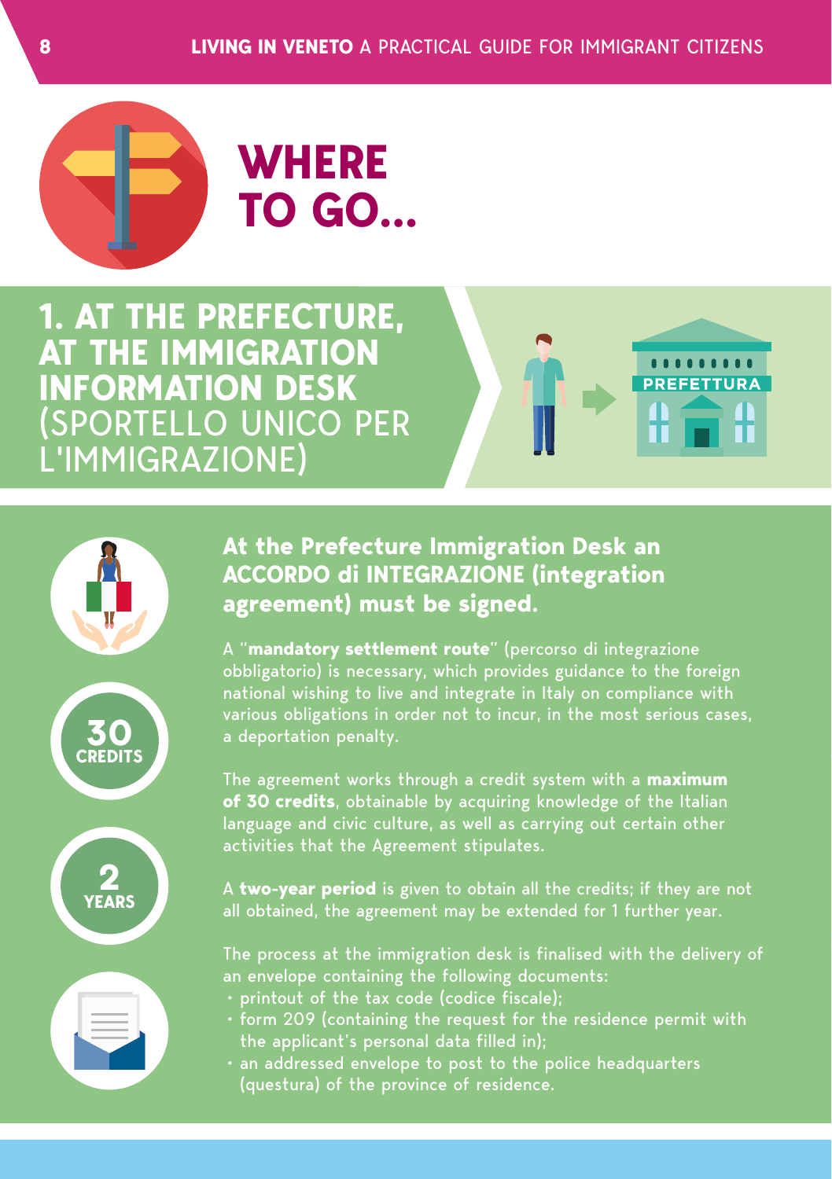# WHERE TO GO...

## 1. AT THE PREFECTURE, AT THE IMMIGRATION INFORMATION DESK (SPORTELLO UNICO PER L'IMMIGRAZIONE)

PREFETTURA

30 CREDITS

2 YEARS

### At the Prefecture Immigration Desk an ACCORDO di INTEGRAZIONE (integration agreement) must be signed.

A "**mandatory settlement route**" (percorso di integrazione obbligatorio) is necessary, which provides guidance to the foreign national wishing to live and integrate in Italy on compliance with various obligations in order not to incur, in the most serious cases, a deportation penalty.

The agreement works through a credit system with a **maximum of 30 credits**, obtainable by acquiring knowledge of the Italian language and civic culture, as well as carrying out certain other activities that the Agreement stipulates.

A **two-year period** is given to obtain all the credits; if they are not all obtained, the agreement may be extended for 1 further year.

The process at the immigration desk is finalised with the delivery of an envelope containing the following documents:

- printout of the tax code (codice fiscale);
- form 209 (containing the request for the residence permit with the applicant's personal data filled in);
- an addressed envelope to post to the police headquarters (questura) of the province of residence.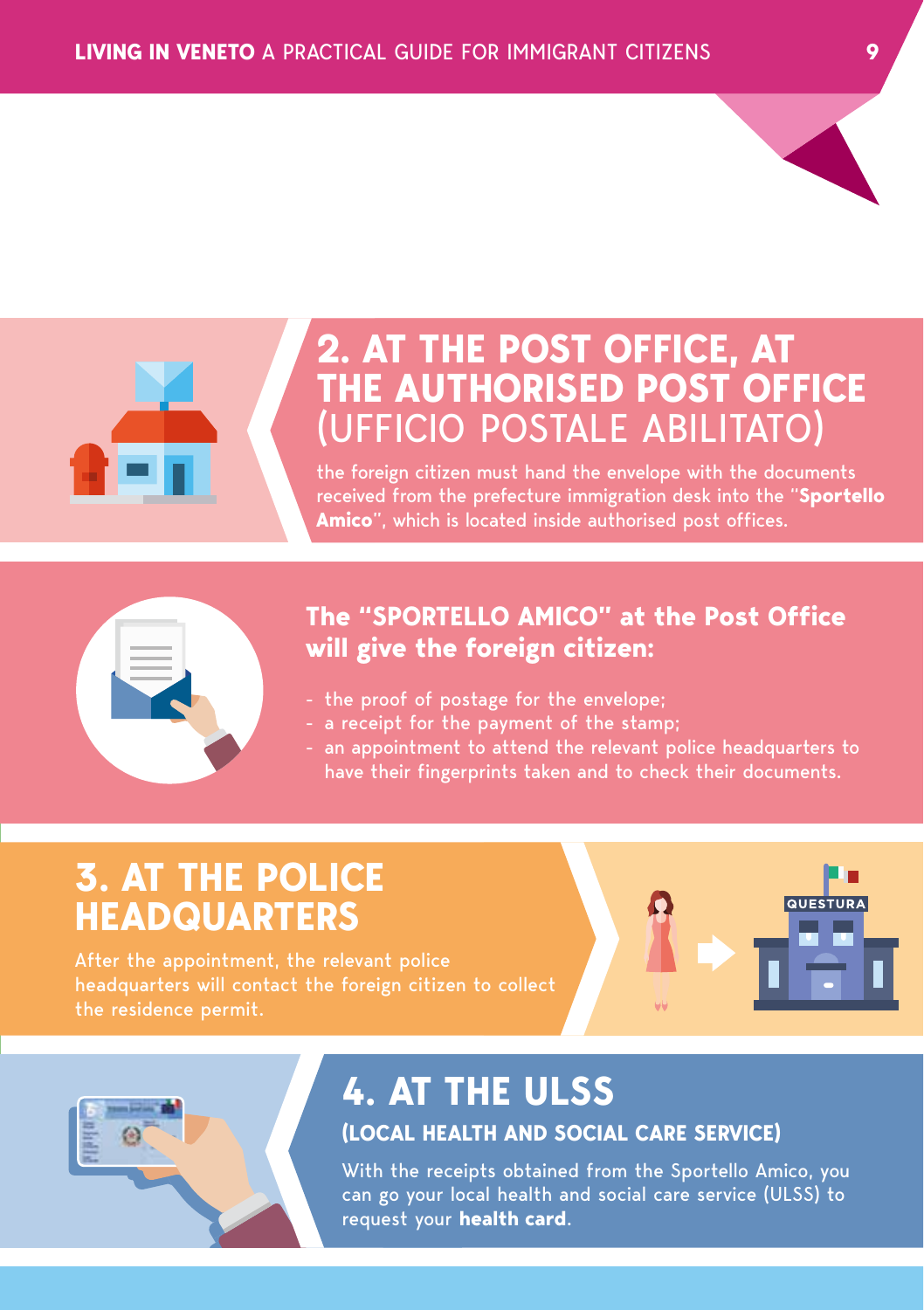## 2. AT THE POST OFFICE, AT THE AUTHORISED POST OFFICE (UFFICIO POSTALE ABILITATO)

the foreign citizen must hand the envelope with the documents received from the prefecture immigration desk into the "**Sportello Amico**", which is located inside authorised post offices.

### The "SPORTELLO AMICO" at the Post Office will give the foreign citizen:

- the proof of postage for the envelope;
- a receipt for the payment of the stamp;
- an appointment to attend the relevant police headquarters to have their fingerprints taken and to check their documents.

## 3. AT THE POLICE HEADQUARTERS

After the appointment, the relevant police headquarters will contact the foreign citizen to collect the residence permit.

## 4. AT THE ULSS

### (LOCAL HEALTH AND SOCIAL CARE SERVICE)

With the receipts obtained from the Sportello Amico, you can go your local health and social care service (ULSS) to request your **health card**.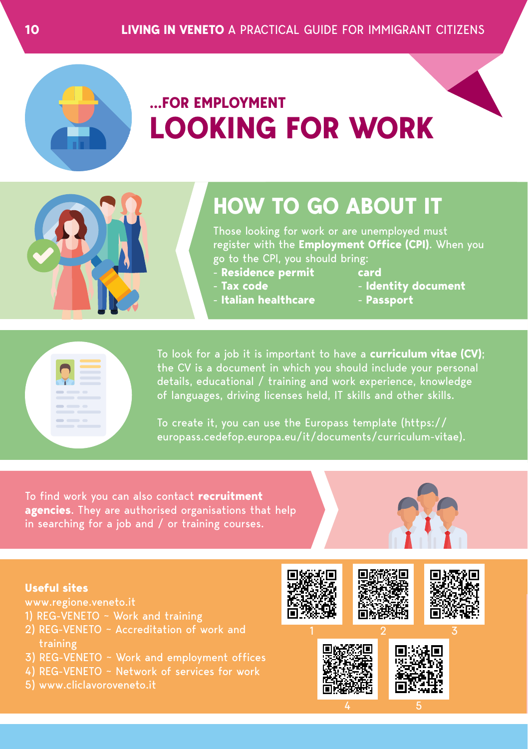## ...FOR EMPLOYMENT

# LOOKING FOR WORK

## HOW TO GO ABOUT IT

Those looking for work or are unemployed must register with the **Employment Office (CPI)**. When you go to the CPI, you should bring:

- **Residence permit**
- **Tax code**
- **Italian healthcare card**
- **Identity document**
- **Passport**

To look for a job it is important to have a **curriculum vitae (CV)**; the CV is a document in which you should include your personal details, educational / training and work experience, knowledge of languages, driving licenses held, IT skills and other skills.

To create it, you can use the Europass template (https://europass.cedefop.europa.eu/it/documents/curriculum-vitae).

To find work you can also contact **recruitment agencies**. They are authorised organisations that help in searching for a job and / or training courses.

**Useful sites**

www.regione.veneto.it

1) REG-VENETO ~ Work and training
2) REG-VENETO ~ Accreditation of work and training
3) REG-VENETO ~ Work and employment offices
4) REG-VENETO ~ Network of services for work
5) www.cliclavoroveneto.it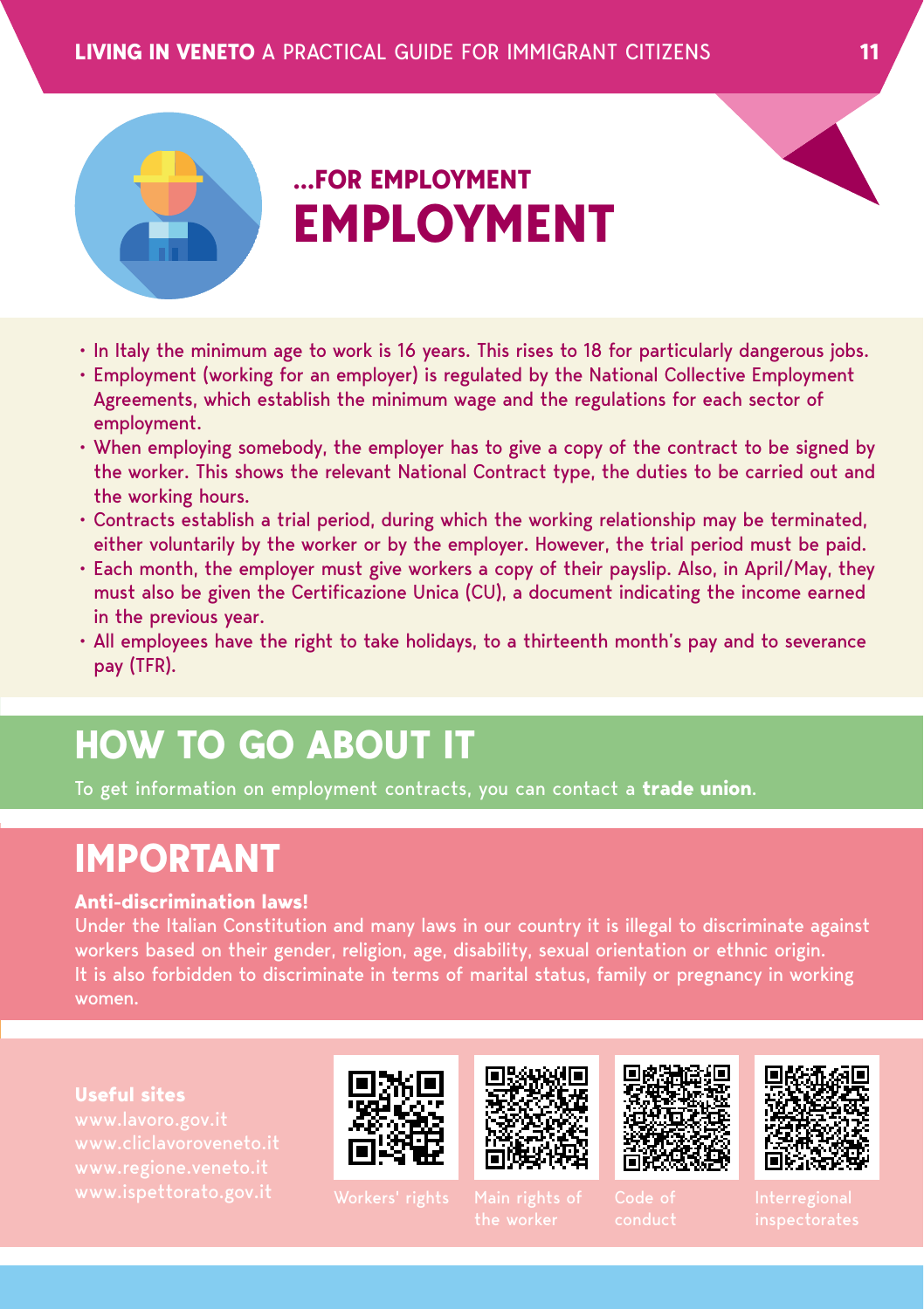### ...FOR EMPLOYMENT

# EMPLOYMENT

- In Italy the minimum age to work is 16 years. This rises to 18 for particularly dangerous jobs.
- Employment (working for an employer) is regulated by the National Collective Employment Agreements, which establish the minimum wage and the regulations for each sector of employment.
- When employing somebody, the employer has to give a copy of the contract to be signed by the worker. This shows the relevant National Contract type, the duties to be carried out and the working hours.
- Contracts establish a trial period, during which the working relationship may be terminated, either voluntarily by the worker or by the employer. However, the trial period must be paid.
- Each month, the employer must give workers a copy of their payslip. Also, in April/May, they must also be given the Certificazione Unica (CU), a document indicating the income earned in the previous year.
- All employees have the right to take holidays, to a thirteenth month's pay and to severance pay (TFR).

## HOW TO GO ABOUT IT

To get information on employment contracts, you can contact a **trade union**.

## IMPORTANT

**Anti-discrimination laws!**

Under the Italian Constitution and many laws in our country it is illegal to discriminate against workers based on their gender, religion, age, disability, sexual orientation or ethnic origin.
It is also forbidden to discriminate in terms of marital status, family or pregnancy in working women.

**Useful sites**

www.lavoro.gov.it
www.cliclavoroveneto.it
www.regione.veneto.it
www.ispettorato.gov.it

Workers' rights

Main rights of the worker

Code of conduct

Interregional inspectorates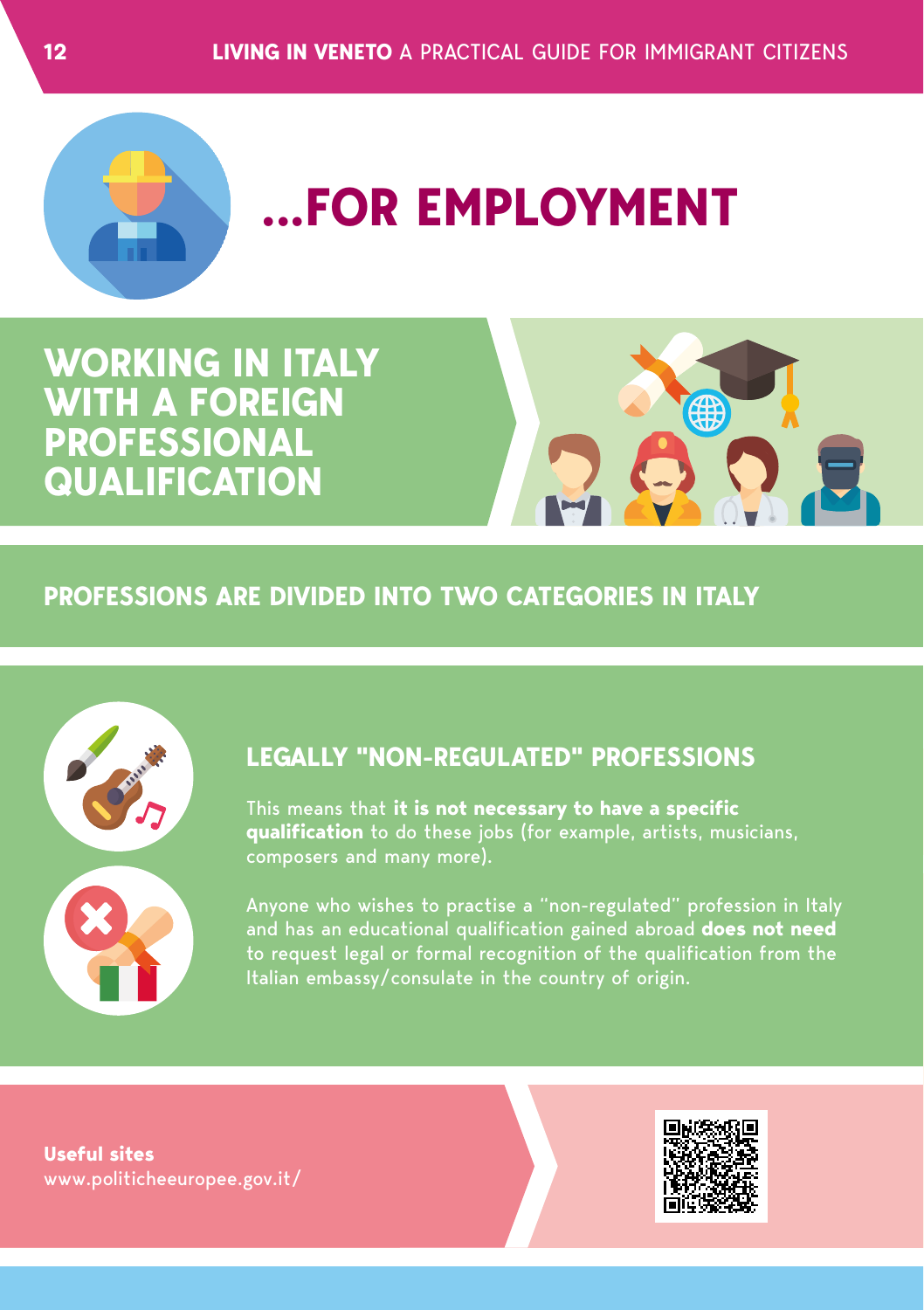# ...FOR EMPLOYMENT

## WORKING IN ITALY WITH A FOREIGN PROFESSIONAL QUALIFICATION

### PROFESSIONS ARE DIVIDED INTO TWO CATEGORIES IN ITALY

### LEGALLY "NON-REGULATED" PROFESSIONS

This means that **it is not necessary to have a specific qualification** to do these jobs (for example, artists, musicians, composers and many more).

Anyone who wishes to practise a "non-regulated" profession in Italy and has an educational qualification gained abroad **does not need** to request legal or formal recognition of the qualification from the Italian embassy/consulate in the country of origin.

**Useful sites**
www.politicheeuropee.gov.it/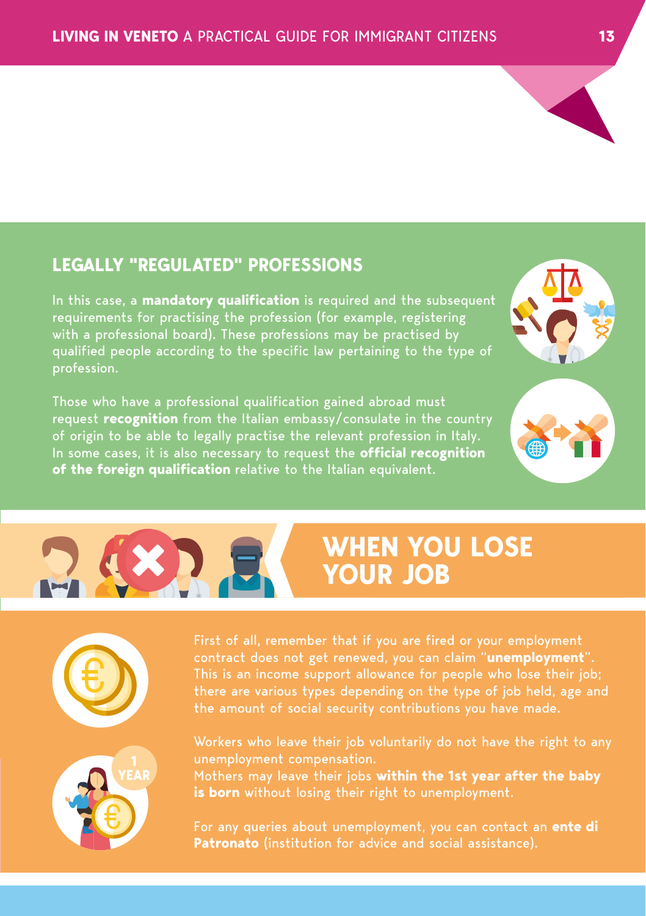## LEGALLY "REGULATED" PROFESSIONS

In this case, a **mandatory qualification** is required and the subsequent requirements for practising the profession (for example, registering with a professional board). These professions may be practised by qualified people according to the specific law pertaining to the type of profession.

Those who have a professional qualification gained abroad must request **recognition** from the Italian embassy/consulate in the country of origin to be able to legally practise the relevant profession in Italy. In some cases, it is also necessary to request the **official recognition of the foreign qualification** relative to the Italian equivalent.

## WHEN YOU LOSE YOUR JOB

First of all, remember that if you are fired or your employment contract does not get renewed, you can claim "**unemployment**". This is an income support allowance for people who lose their job; there are various types depending on the type of job held, age and the amount of social security contributions you have made.

Workers who leave their job voluntarily do not have the right to any unemployment compensation.
Mothers may leave their jobs **within the 1st year after the baby is born** without losing their right to unemployment.

For any queries about unemployment, you can contact an **ente di Patronato** (institution for advice and social assistance).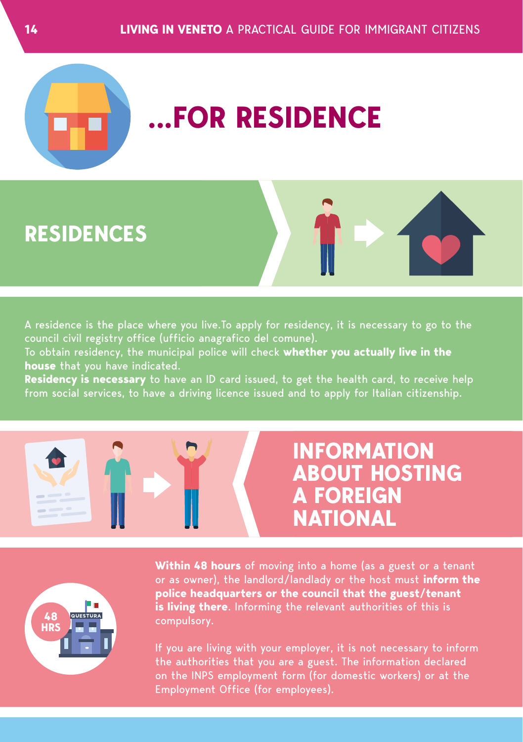# ...FOR RESIDENCE

## RESIDENCES

A residence is the place where you live.To apply for residency, it is necessary to go to the council civil registry office (ufficio anagrafico del comune).
To obtain residency, the municipal police will check **whether you actually live in the house** that you have indicated.
**Residency is necessary** to have an ID card issued, to get the health card, to receive help from social services, to have a driving licence issued and to apply for Italian citizenship.

## INFORMATION ABOUT HOSTING A FOREIGN NATIONAL

**Within 48 hours** of moving into a home (as a guest or a tenant or as owner), the landlord/landlady or the host must **inform the police headquarters or the council that the guest/tenant is living there**. Informing the relevant authorities of this is compulsory.

If you are living with your employer, it is not necessary to inform the authorities that you are a guest. The information declared on the INPS employment form (for domestic workers) or at the Employment Office (for employees).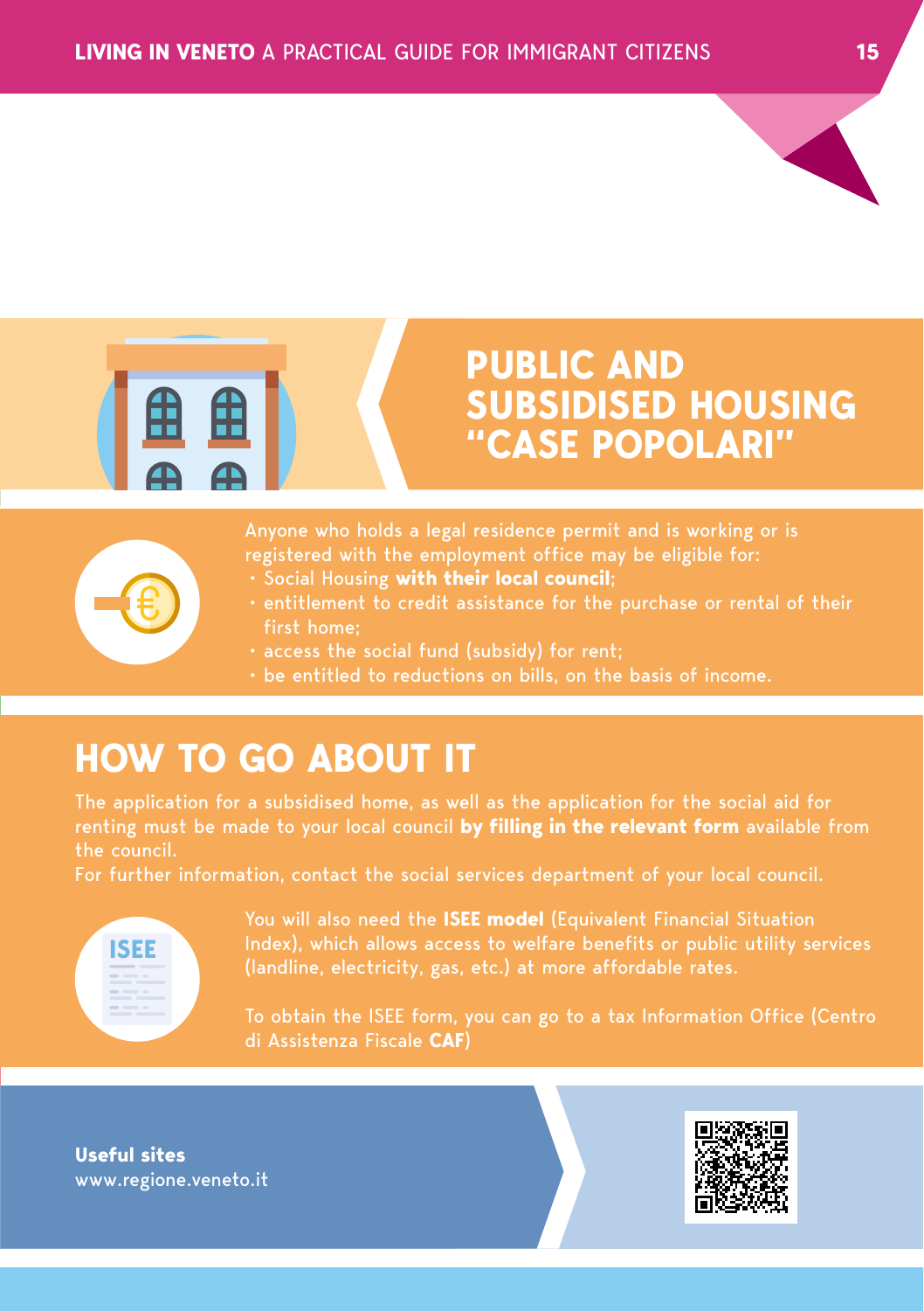# PUBLIC AND SUBSIDISED HOUSING "CASE POPOLARI"

Anyone who holds a legal residence permit and is working or is registered with the employment office may be eligible for:

- Social Housing **with their local council**;
- entitlement to credit assistance for the purchase or rental of their first home;
- access the social fund (subsidy) for rent;
- be entitled to reductions on bills, on the basis of income.

## HOW TO GO ABOUT IT

The application for a subsidised home, as well as the application for the social aid for renting must be made to your local council **by filling in the relevant form** available from the council.

For further information, contact the social services department of your local council.

You will also need the **ISEE model** (Equivalent Financial Situation Index), which allows access to welfare benefits or public utility services (landline, electricity, gas, etc.) at more affordable rates.

To obtain the ISEE form, you can go to a tax Information Office (Centro di Assistenza Fiscale **CAF**)

**Useful sites**
www.regione.veneto.it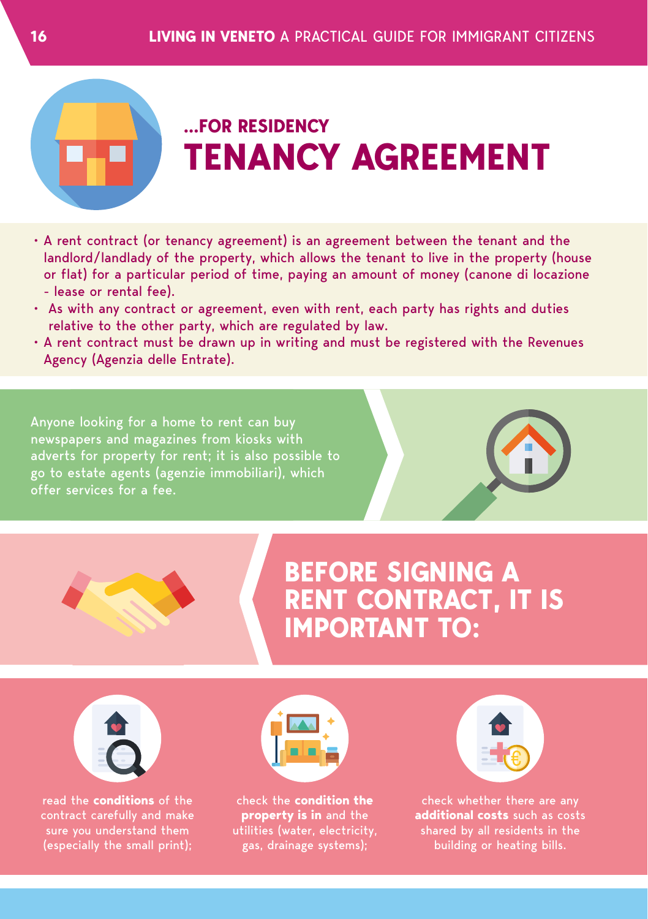## ...FOR RESIDENCY

# TENANCY AGREEMENT

- A rent contract (or tenancy agreement) is an agreement between the tenant and the landlord/landlady of the property, which allows the tenant to live in the property (house or flat) for a particular period of time, paying an amount of money (canone di locazione - lease or rental fee).
- As with any contract or agreement, even with rent, each party has rights and duties relative to the other party, which are regulated by law.
- A rent contract must be drawn up in writing and must be registered with the Revenues Agency (Agenzia delle Entrate).

Anyone looking for a home to rent can buy newspapers and magazines from kiosks with adverts for property for rent; it is also possible to go to estate agents (agenzie immobiliari), which offer services for a fee.

## BEFORE SIGNING A RENT CONTRACT, IT IS IMPORTANT TO:

- read the **conditions** of the contract carefully and make sure you understand them (especially the small print);
- check the **condition the property is in** and the utilities (water, electricity, gas, drainage systems);
- check whether there are any **additional costs** such as costs shared by all residents in the building or heating bills.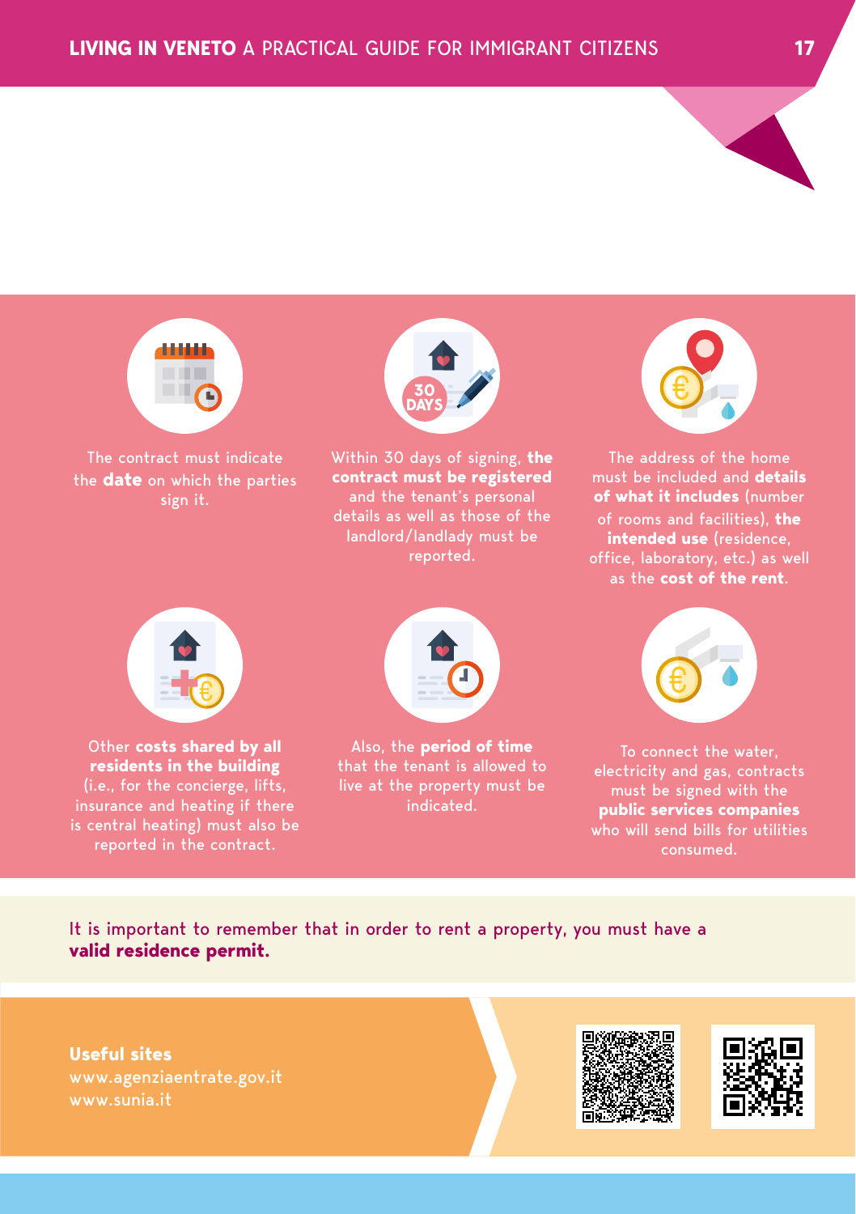The contract must indicate the **date** on which the parties sign it.

Within 30 days of signing, **the contract must be registered** and the tenant's personal details as well as those of the landlord/landlady must be reported.

The address of the home must be included and **details of what it includes** (number of rooms and facilities), **the intended use** (residence, office, laboratory, etc.) as well as the **cost of the rent**.

Other **costs shared by all residents in the building** (i.e., for the concierge, lifts, insurance and heating if there is central heating) must also be reported in the contract.

Also, the **period of time** that the tenant is allowed to live at the property must be indicated.

To connect the water, electricity and gas, contracts must be signed with the **public services companies** who will send bills for utilities consumed.

It is important to remember that in order to rent a property, you must have a **valid residence permit.**

**Useful sites**

www.agenziaentrate.gov.it

www.sunia.it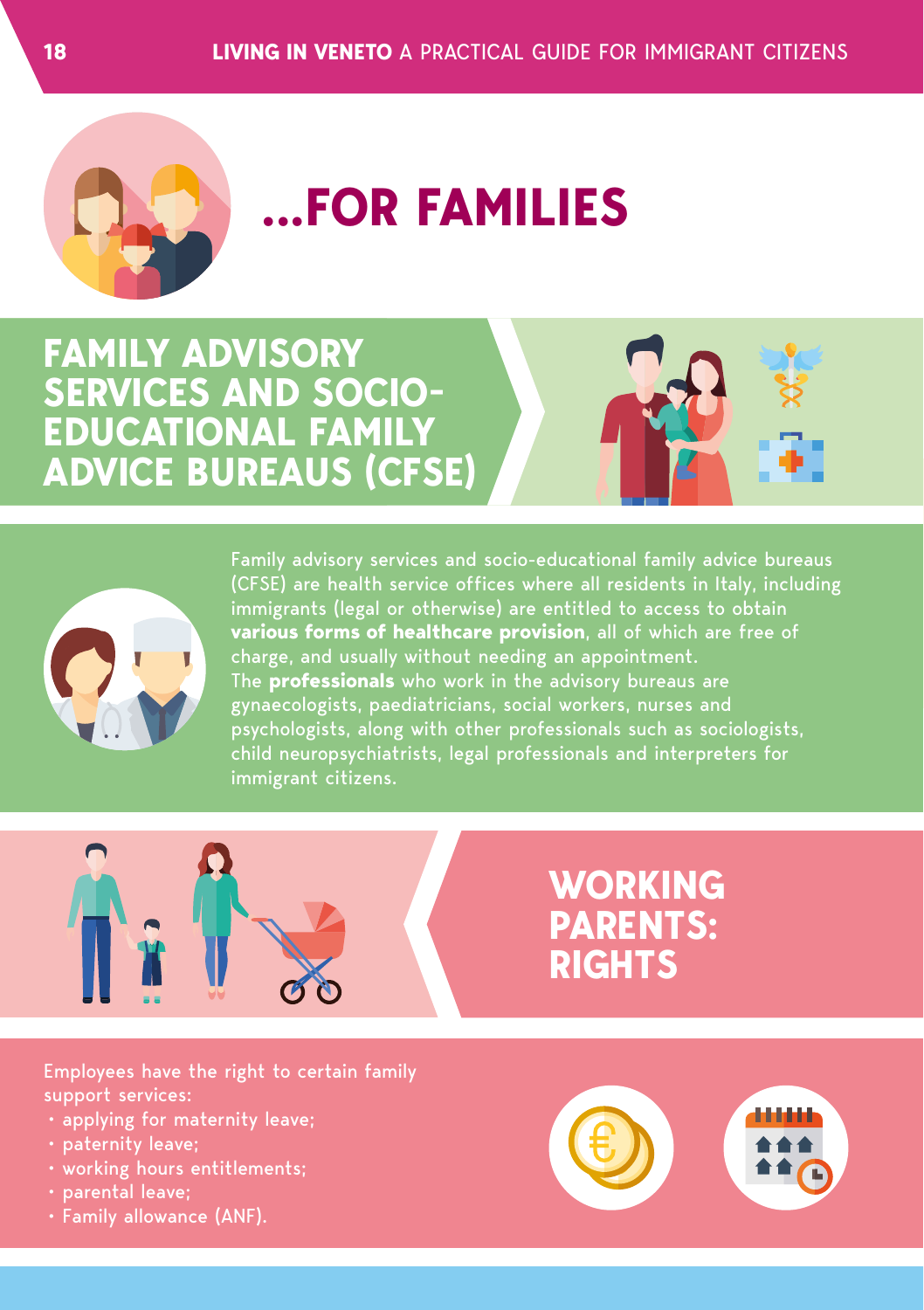# ...FOR FAMILIES

## FAMILY ADVISORY SERVICES AND SOCIO-EDUCATIONAL FAMILY ADVICE BUREAUS (CFSE)

Family advisory services and socio-educational family advice bureaus (CFSE) are health service offices where all residents in Italy, including immigrants (legal or otherwise) are entitled to access to obtain **various forms of healthcare provision**, all of which are free of charge, and usually without needing an appointment.
The **professionals** who work in the advisory bureaus are gynaecologists, paediatricians, social workers, nurses and psychologists, along with other professionals such as sociologists, child neuropsychiatrists, legal professionals and interpreters for immigrant citizens.

## WORKING PARENTS: RIGHTS

Employees have the right to certain family support services:

- applying for maternity leave;
- paternity leave;
- working hours entitlements;
- parental leave;
- Family allowance (ANF).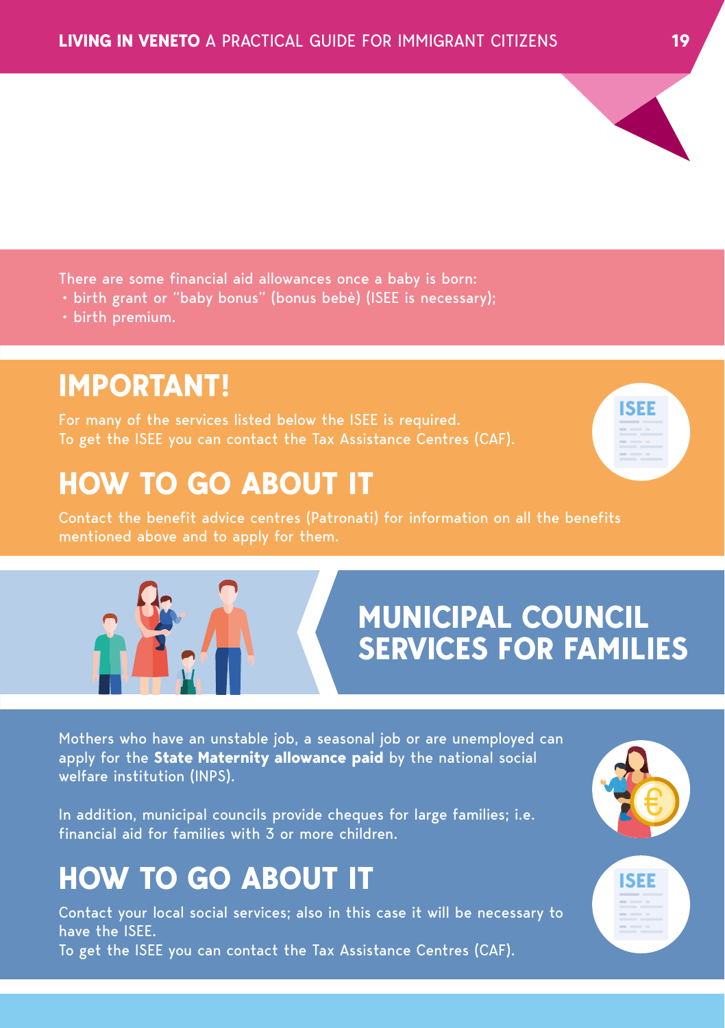There are some financial aid allowances once a baby is born:

- birth grant or "baby bonus" (bonus bebè) (ISEE is necessary);
- birth premium.

## IMPORTANT!

For many of the services listed below the ISEE is required.
To get the ISEE you can contact the Tax Assistance Centres (CAF).

## HOW TO GO ABOUT IT

Contact the benefit advice centres (Patronati) for information on all the benefits mentioned above and to apply for them.

# MUNICIPAL COUNCIL SERVICES FOR FAMILIES

Mothers who have an unstable job, a seasonal job or are unemployed can apply for the **State Maternity allowance paid** by the national social welfare institution (INPS).

In addition, municipal councils provide cheques for large families; i.e. financial aid for families with 3 or more children.

## HOW TO GO ABOUT IT

Contact your local social services; also in this case it will be necessary to have the ISEE.
To get the ISEE you can contact the Tax Assistance Centres (CAF).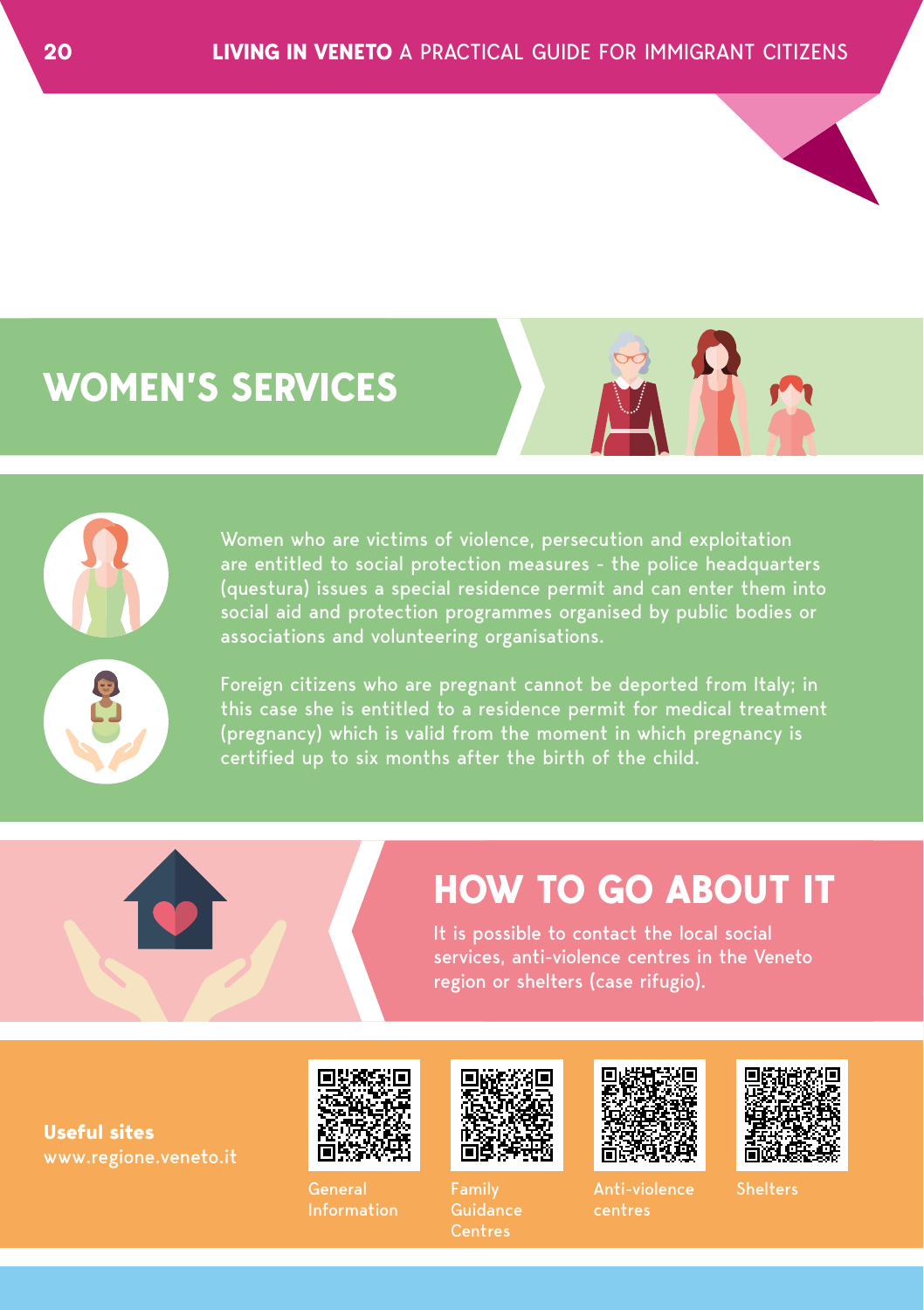## WOMEN'S SERVICES

Women who are victims of violence, persecution and exploitation are entitled to social protection measures - the police headquarters (questura) issues a special residence permit and can enter them into social aid and protection programmes organised by public bodies or associations and volunteering organisations.

Foreign citizens who are pregnant cannot be deported from Italy; in this case she is entitled to a residence permit for medical treatment (pregnancy) which is valid from the moment in which pregnancy is certified up to six months after the birth of the child.

## HOW TO GO ABOUT IT

It is possible to contact the local social services, anti-violence centres in the Veneto region or shelters (case rifugio).

**Useful sites**
www.regione.veneto.it

General Information

Family Guidance Centres

Anti-violence centres

Shelters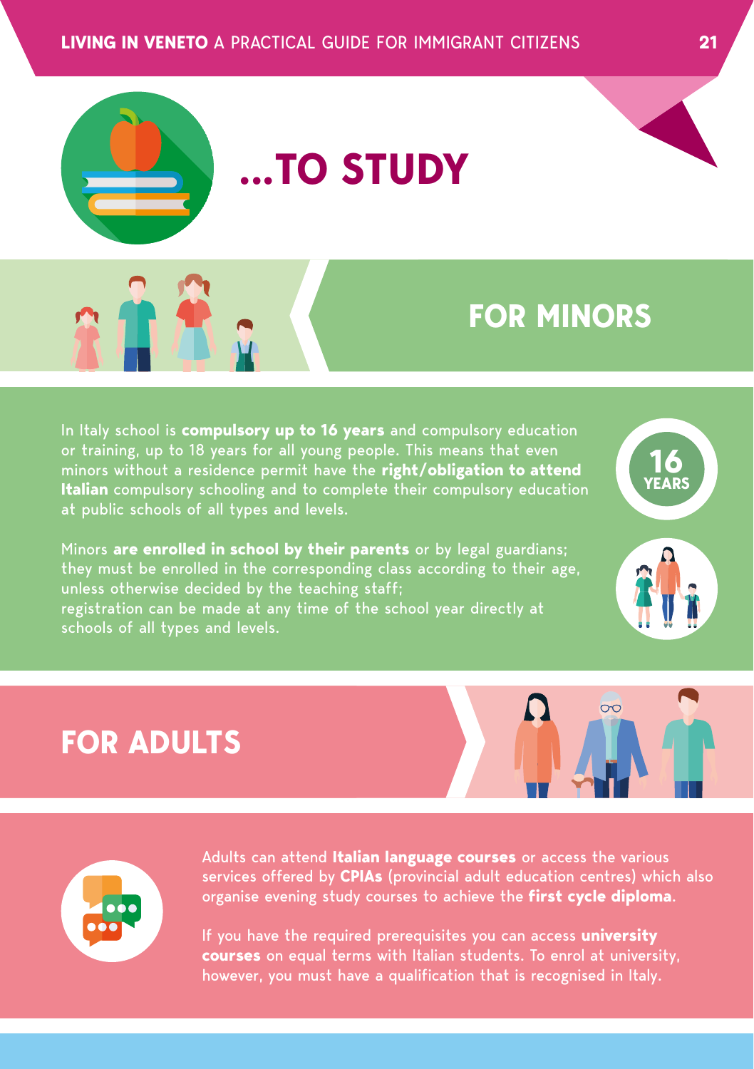# ...TO STUDY

## FOR MINORS

In Italy school is **compulsory up to 16 years** and compulsory education or training, up to 18 years for all young people. This means that even minors without a residence permit have the **right/obligation to attend Italian** compulsory schooling and to complete their compulsory education at public schools of all types and levels.

16 YEARS

Minors **are enrolled in school by their parents** or by legal guardians; they must be enrolled in the corresponding class according to their age, unless otherwise decided by the teaching staff;
registration can be made at any time of the school year directly at schools of all types and levels.

## FOR ADULTS

Adults can attend **Italian language courses** or access the various services offered by **CPIAs** (provincial adult education centres) which also organise evening study courses to achieve the **first cycle diploma**.

If you have the required prerequisites you can access **university courses** on equal terms with Italian students. To enrol at university, however, you must have a qualification that is recognised in Italy.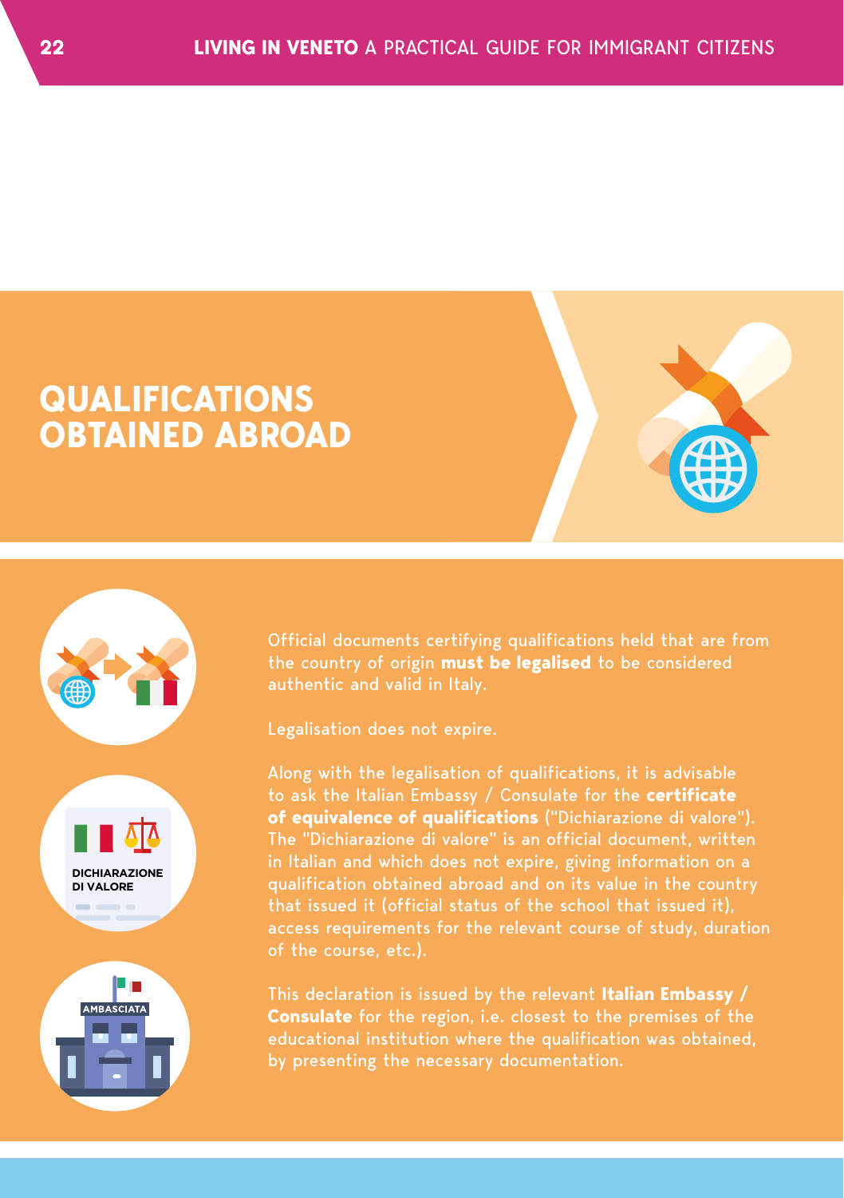# QUALIFICATIONS OBTAINED ABROAD

Official documents certifying qualifications held that are from the country of origin **must be legalised** to be considered authentic and valid in Italy.

Legalisation does not expire.

Along with the legalisation of qualifications, it is advisable to ask the Italian Embassy / Consulate for the **certificate of equivalence of qualifications** ("Dichiarazione di valore"). The "Dichiarazione di valore" is an official document, written in Italian and which does not expire, giving information on a qualification obtained abroad and on its value in the country that issued it (official status of the school that issued it), access requirements for the relevant course of study, duration of the course, etc.).

This declaration is issued by the relevant **Italian Embassy / Consulate** for the region, i.e. closest to the premises of the educational institution where the qualification was obtained, by presenting the necessary documentation.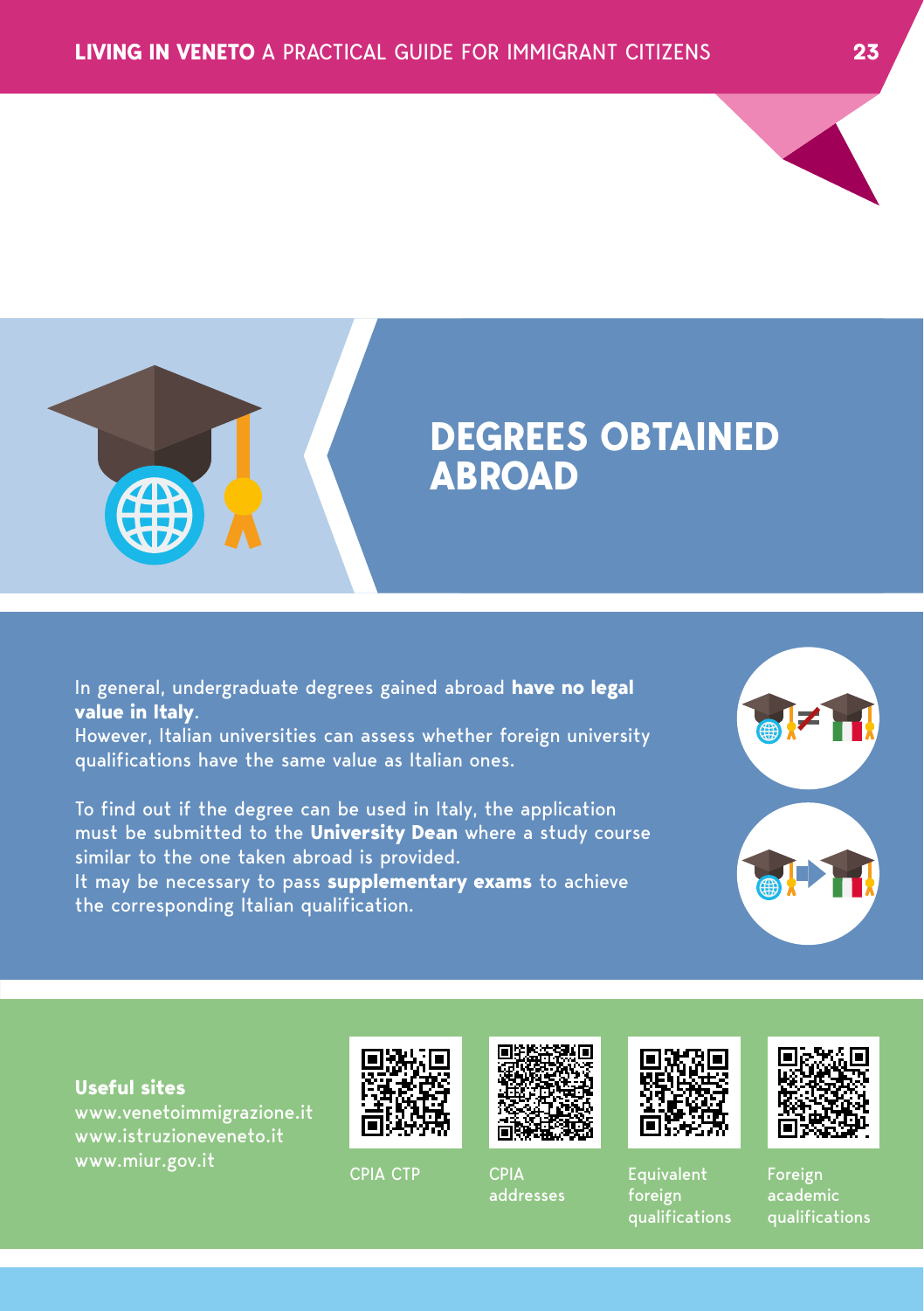# DEGREES OBTAINED ABROAD

In general, undergraduate degrees gained abroad **have no legal value in Italy**.
However, Italian universities can assess whether foreign university qualifications have the same value as Italian ones.

To find out if the degree can be used in Italy, the application must be submitted to the **University Dean** where a study course similar to the one taken abroad is provided.
It may be necessary to pass **supplementary exams** to achieve the corresponding Italian qualification.

**Useful sites**
www.venetoimmigrazione.it
www.istruzioneveneto.it
www.miur.gov.it

CPIA CTP

CPIA addresses

Equivalent foreign qualifications

Foreign academic qualifications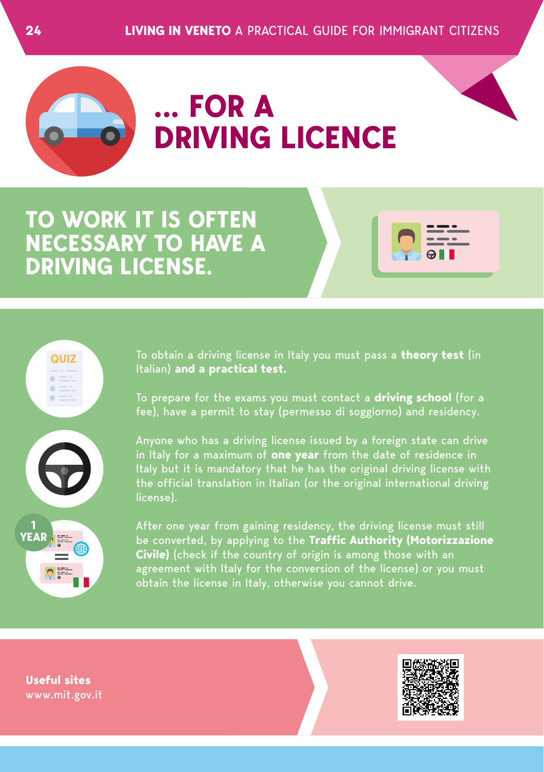# ... FOR A DRIVING LICENCE

## TO WORK IT IS OFTEN NECESSARY TO HAVE A DRIVING LICENSE.

To obtain a driving license in Italy you must pass a **theory test** (in Italian) **and a practical test.**

To prepare for the exams you must contact a **driving school** (for a fee), have a permit to stay (permesso di soggiorno) and residency.

Anyone who has a driving license issued by a foreign state can drive in Italy for a maximum of **one year** from the date of residence in Italy but it is mandatory that he has the original driving license with the official translation in Italian (or the original international driving license).

After one year from gaining residency, the driving license must still be converted, by applying to the **Traffic Authority (Motorizzazione Civile)** (check if the country of origin is among those with an agreement with Italy for the conversion of the license) or you must obtain the license in Italy, otherwise you cannot drive.

**Useful sites**
www.mit.gov.it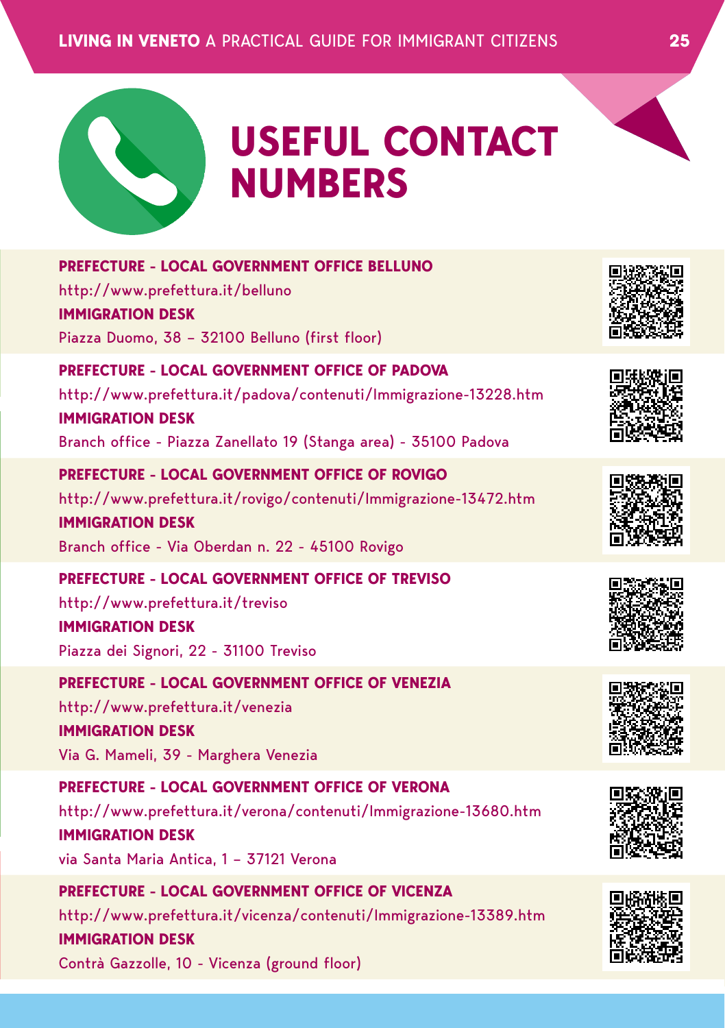# USEFUL CONTACT NUMBERS

**PREFECTURE - LOCAL GOVERNMENT OFFICE BELLUNO**
http://www.prefettura.it/belluno
**IMMIGRATION DESK**
Piazza Duomo, 38 – 32100 Belluno (first floor)

**PREFECTURE - LOCAL GOVERNMENT OFFICE OF PADOVA**
http://www.prefettura.it/padova/contenuti/Immigrazione-13228.htm
**IMMIGRATION DESK**
Branch office - Piazza Zanellato 19 (Stanga area) - 35100 Padova

**PREFECTURE - LOCAL GOVERNMENT OFFICE OF ROVIGO**
http://www.prefettura.it/rovigo/contenuti/Immigrazione-13472.htm
**IMMIGRATION DESK**
Branch office - Via Oberdan n. 22 - 45100 Rovigo

**PREFECTURE - LOCAL GOVERNMENT OFFICE OF TREVISO**
http://www.prefettura.it/treviso
**IMMIGRATION DESK**
Piazza dei Signori, 22 - 31100 Treviso

**PREFECTURE - LOCAL GOVERNMENT OFFICE OF VENEZIA**
http://www.prefettura.it/venezia
**IMMIGRATION DESK**
Via G. Mameli, 39 - Marghera Venezia

**PREFECTURE - LOCAL GOVERNMENT OFFICE OF VERONA**
http://www.prefettura.it/verona/contenuti/Immigrazione-13680.htm
**IMMIGRATION DESK**
via Santa Maria Antica, 1 – 37121 Verona

**PREFECTURE - LOCAL GOVERNMENT OFFICE OF VICENZA**
http://www.prefettura.it/vicenza/contenuti/Immigrazione-13389.htm
**IMMIGRATION DESK**
Contrà Gazzolle, 10 - Vicenza (ground floor)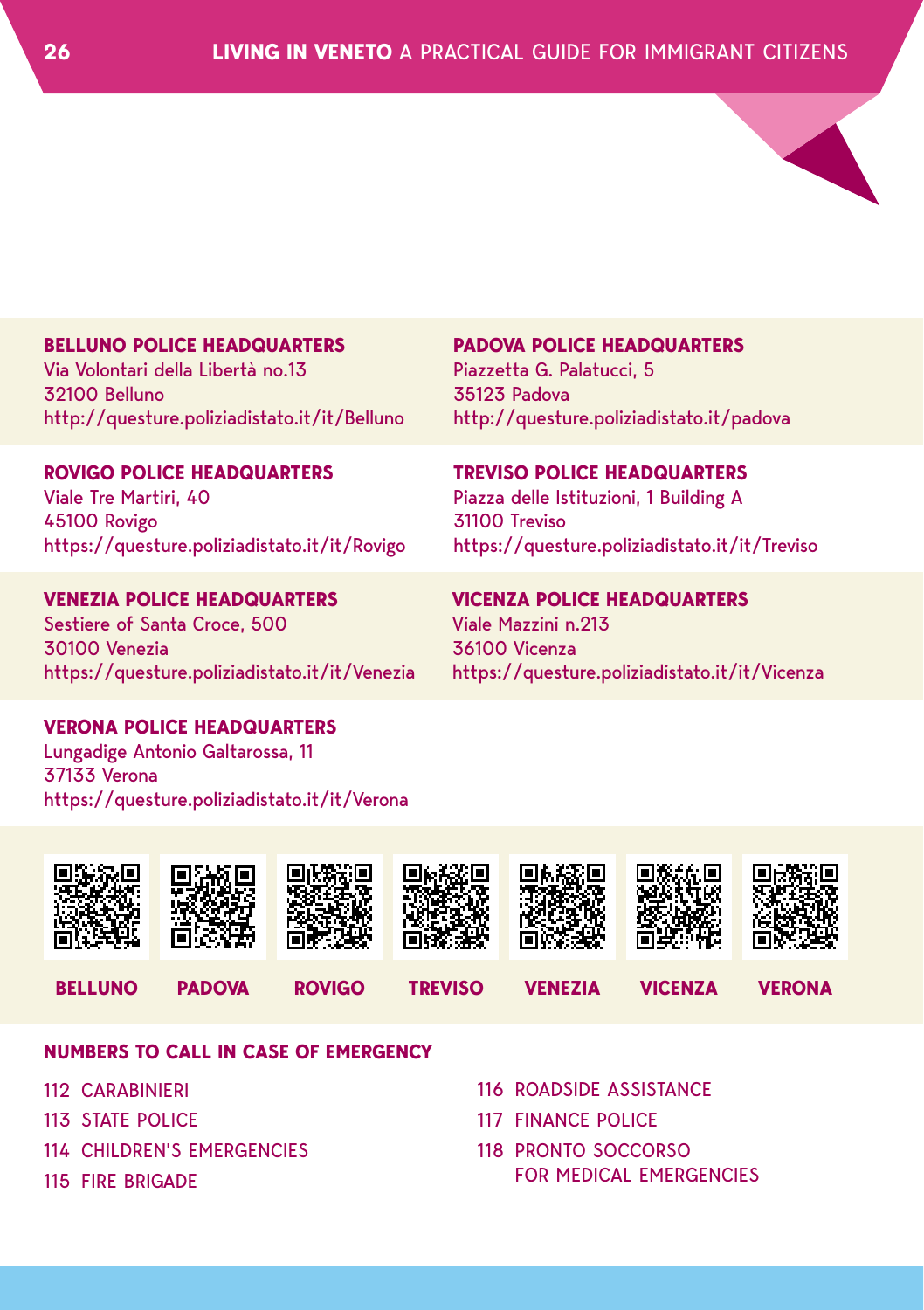**BELLUNO POLICE HEADQUARTERS**
Via Volontari della Libertà no.13
32100 Belluno
http://questure.poliziadistato.it/it/Belluno

**PADOVA POLICE HEADQUARTERS**
Piazzetta G. Palatucci, 5
35123 Padova
http://questure.poliziadistato.it/padova

**ROVIGO POLICE HEADQUARTERS**
Viale Tre Martiri, 40
45100 Rovigo
https://questure.poliziadistato.it/it/Rovigo

**TREVISO POLICE HEADQUARTERS**
Piazza delle Istituzioni, 1 Building A
31100 Treviso
https://questure.poliziadistato.it/it/Treviso

**VENEZIA POLICE HEADQUARTERS**
Sestiere of Santa Croce, 500
30100 Venezia
https://questure.poliziadistato.it/it/Venezia

**VICENZA POLICE HEADQUARTERS**
Viale Mazzini n.213
36100 Vicenza
https://questure.poliziadistato.it/it/Vicenza

**VERONA POLICE HEADQUARTERS**
Lungadige Antonio Galtarossa, 11
37133 Verona
https://questure.poliziadistato.it/it/Verona

**BELLUNO** **PADOVA** **ROVIGO** **TREVISO** **VENEZIA** **VICENZA** **VERONA**

## NUMBERS TO CALL IN CASE OF EMERGENCY

- 112 CARABINIERI
- 113 STATE POLICE
- 114 CHILDREN'S EMERGENCIES
- 115 FIRE BRIGADE
- 116 ROADSIDE ASSISTANCE
- 117 FINANCE POLICE
- 118 PRONTO SOCCORSO FOR MEDICAL EMERGENCIES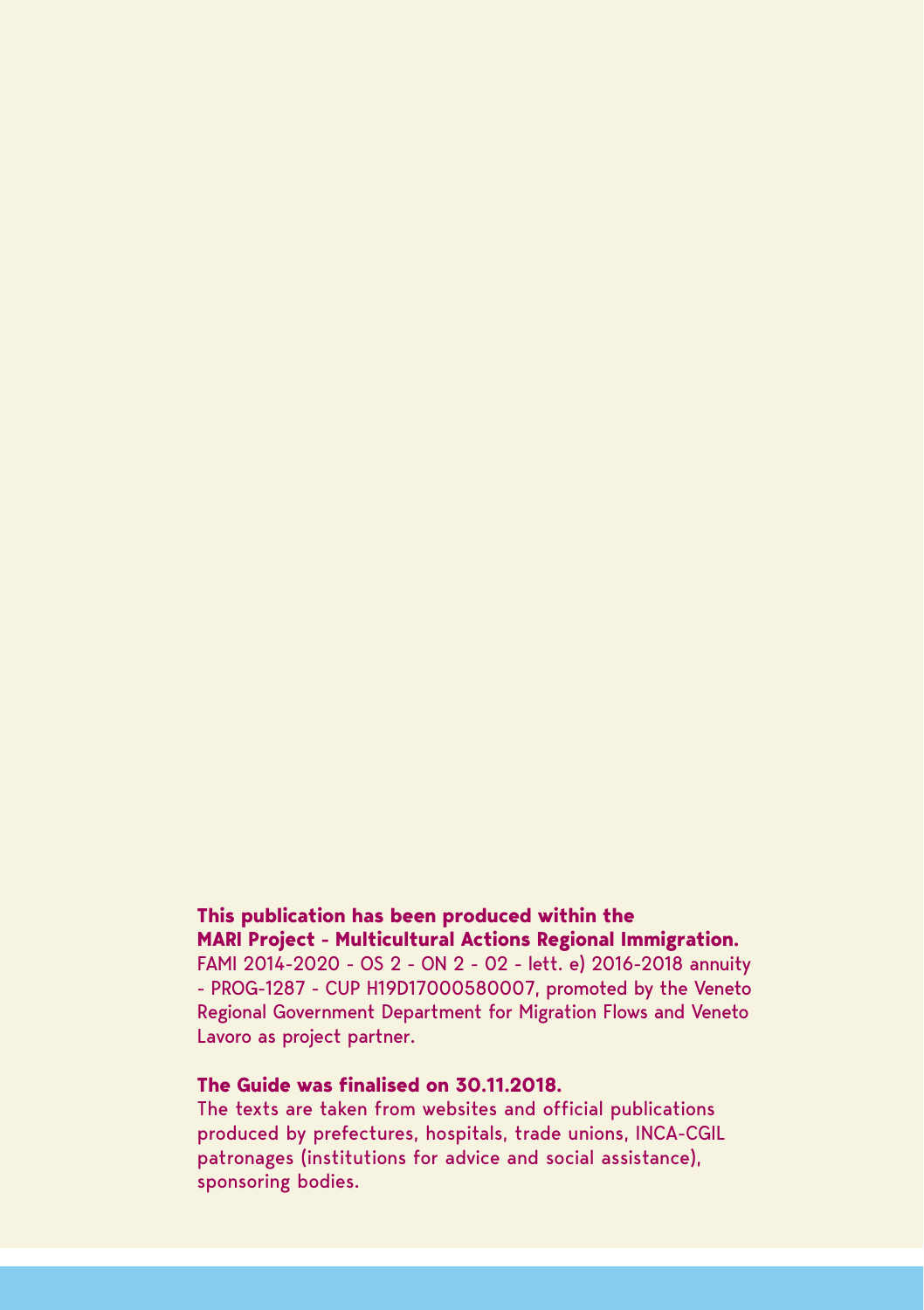**This publication has been produced within the**
**MARI Project - Multicultural Actions Regional Immigration.**
FAMI 2014-2020 - OS 2 - ON 2 - 02 - lett. e) 2016-2018 annuity - PROG-1287 - CUP H19D17000580007, promoted by the Veneto Regional Government Department for Migration Flows and Veneto Lavoro as project partner.

**The Guide was finalised on 30.11.2018.**
The texts are taken from websites and official publications produced by prefectures, hospitals, trade unions, INCA-CGIL patronages (institutions for advice and social assistance), sponsoring bodies.